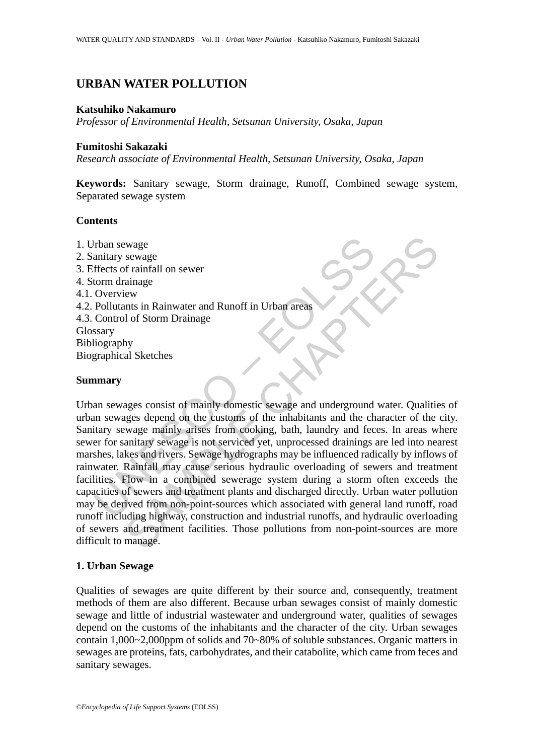# URBAN WATER POLLUTION

**Katsuhiko Nakamuro**
*Professor of Environmental Health, Setsunan University, Osaka, Japan*

**Fumitoshi Sakazaki**
*Research associate of Environmental Health, Setsunan University, Osaka, Japan*

**Keywords:** Sanitary sewage, Storm drainage, Runoff, Combined sewage system, Separated sewage system

## Contents

1. Urban sewage
2. Sanitary sewage
3. Effects of rainfall on sewer
4. Storm drainage
4.1. Overview
4.2. Pollutants in Rainwater and Runoff in Urban areas
4.3. Control of Storm Drainage
Glossary
Bibliography
Biographical Sketches

## Summary

Urban sewages consist of mainly domestic sewage and underground water. Qualities of urban sewages depend on the customs of the inhabitants and the character of the city. Sanitary sewage mainly arises from cooking, bath, laundry and feces. In areas where sewer for sanitary sewage is not serviced yet, unprocessed drainings are led into nearest marshes, lakes and rivers. Sewage hydrographs may be influenced radically by inflows of rainwater. Rainfall may cause serious hydraulic overloading of sewers and treatment facilities. Flow in a combined sewerage system during a storm often exceeds the capacities of sewers and treatment plants and discharged directly. Urban water pollution may be derived from non-point-sources which associated with general land runoff, road runoff including highway, construction and industrial runoffs, and hydraulic overloading of sewers and treatment facilities. Those pollutions from non-point-sources are more difficult to manage.

## 1. Urban Sewage

Qualities of sewages are quite different by their source and, consequently, treatment methods of them are also different. Because urban sewages consist of mainly domestic sewage and little of industrial wastewater and underground water, qualities of sewages depend on the customs of the inhabitants and the character of the city. Urban sewages contain 1,000~2,000ppm of solids and 70~80% of soluble substances. Organic matters in sewages are proteins, fats, carbohydrates, and their catabolite, which came from feces and sanitary sewages.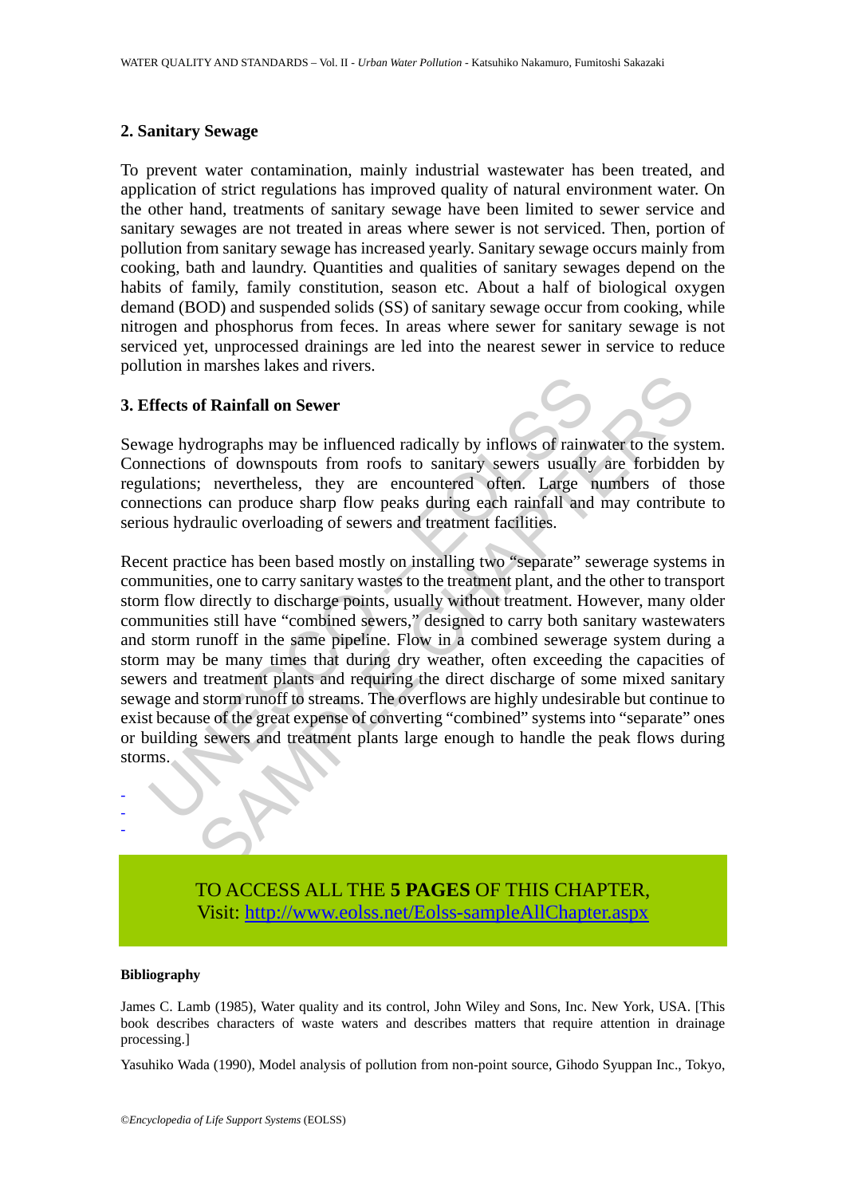## 2. Sanitary Sewage

To prevent water contamination, mainly industrial wastewater has been treated, and application of strict regulations has improved quality of natural environment water. On the other hand, treatments of sanitary sewage have been limited to sewer service and sanitary sewages are not treated in areas where sewer is not serviced. Then, portion of pollution from sanitary sewage has increased yearly. Sanitary sewage occurs mainly from cooking, bath and laundry. Quantities and qualities of sanitary sewages depend on the habits of family, family constitution, season etc. About a half of biological oxygen demand (BOD) and suspended solids (SS) of sanitary sewage occur from cooking, while nitrogen and phosphorus from feces. In areas where sewer for sanitary sewage is not serviced yet, unprocessed drainings are led into the nearest sewer in service to reduce pollution in marshes lakes and rivers.

## 3. Effects of Rainfall on Sewer

Sewage hydrographs may be influenced radically by inflows of rainwater to the system. Connections of downspouts from roofs to sanitary sewers usually are forbidden by regulations; nevertheless, they are encountered often. Large numbers of those connections can produce sharp flow peaks during each rainfall and may contribute to serious hydraulic overloading of sewers and treatment facilities.

Recent practice has been based mostly on installing two "separate" sewerage systems in communities, one to carry sanitary wastes to the treatment plant, and the other to transport storm flow directly to discharge points, usually without treatment. However, many older communities still have "combined sewers," designed to carry both sanitary wastewaters and storm runoff in the same pipeline. Flow in a combined sewerage system during a storm may be many times that during dry weather, often exceeding the capacities of sewers and treatment plants and requiring the direct discharge of some mixed sanitary sewage and storm runoff to streams. The overflows are highly undesirable but continue to exist because of the great expense of converting "combined" systems into "separate" ones or building sewers and treatment plants large enough to handle the peak flows during storms.

-
-
-

TO ACCESS ALL THE **5 PAGES** OF THIS CHAPTER,
Visit: http://www.eolss.net/Eolss-sampleAllChapter.aspx

#### Bibliography

James C. Lamb (1985), Water quality and its control, John Wiley and Sons, Inc. New York, USA. [This book describes characters of waste waters and describes matters that require attention in drainage processing.]

Yasuhiko Wada (1990), Model analysis of pollution from non-point source, Gihodo Syuppan Inc., Tokyo,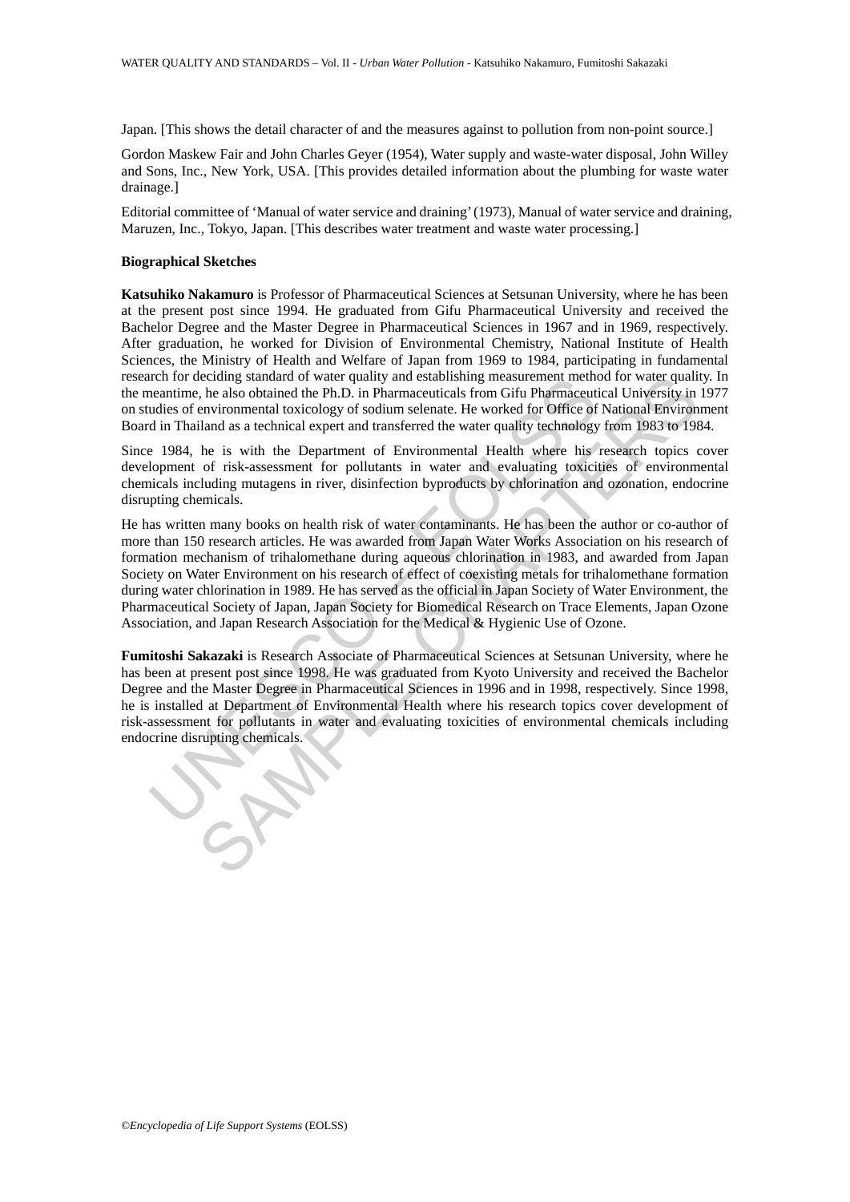Japan. [This shows the detail character of and the measures against to pollution from non-point source.]

Gordon Maskew Fair and John Charles Geyer (1954), Water supply and waste-water disposal, John Willey and Sons, Inc., New York, USA. [This provides detailed information about the plumbing for waste water drainage.]

Editorial committee of 'Manual of water service and draining' (1973), Manual of water service and draining, Maruzen, Inc., Tokyo, Japan. [This describes water treatment and waste water processing.]

**Biographical Sketches**

**Katsuhiko Nakamuro** is Professor of Pharmaceutical Sciences at Setsunan University, where he has been at the present post since 1994. He graduated from Gifu Pharmaceutical University and received the Bachelor Degree and the Master Degree in Pharmaceutical Sciences in 1967 and in 1969, respectively. After graduation, he worked for Division of Environmental Chemistry, National Institute of Health Sciences, the Ministry of Health and Welfare of Japan from 1969 to 1984, participating in fundamental research for deciding standard of water quality and establishing measurement method for water quality. In the meantime, he also obtained the Ph.D. in Pharmaceuticals from Gifu Pharmaceutical University in 1977 on studies of environmental toxicology of sodium selenate. He worked for Office of National Environment Board in Thailand as a technical expert and transferred the water quality technology from 1983 to 1984.

Since 1984, he is with the Department of Environmental Health where his research topics cover development of risk-assessment for pollutants in water and evaluating toxicities of environmental chemicals including mutagens in river, disinfection byproducts by chlorination and ozonation, endocrine disrupting chemicals.

He has written many books on health risk of water contaminants. He has been the author or co-author of more than 150 research articles. He was awarded from Japan Water Works Association on his research of formation mechanism of trihalomethane during aqueous chlorination in 1983, and awarded from Japan Society on Water Environment on his research of effect of coexisting metals for trihalomethane formation during water chlorination in 1989. He has served as the official in Japan Society of Water Environment, the Pharmaceutical Society of Japan, Japan Society for Biomedical Research on Trace Elements, Japan Ozone Association, and Japan Research Association for the Medical & Hygienic Use of Ozone.

**Fumitoshi Sakazaki** is Research Associate of Pharmaceutical Sciences at Setsunan University, where he has been at present post since 1998. He was graduated from Kyoto University and received the Bachelor Degree and the Master Degree in Pharmaceutical Sciences in 1996 and in 1998, respectively. Since 1998, he is installed at Department of Environmental Health where his research topics cover development of risk-assessment for pollutants in water and evaluating toxicities of environmental chemicals including endocrine disrupting chemicals.